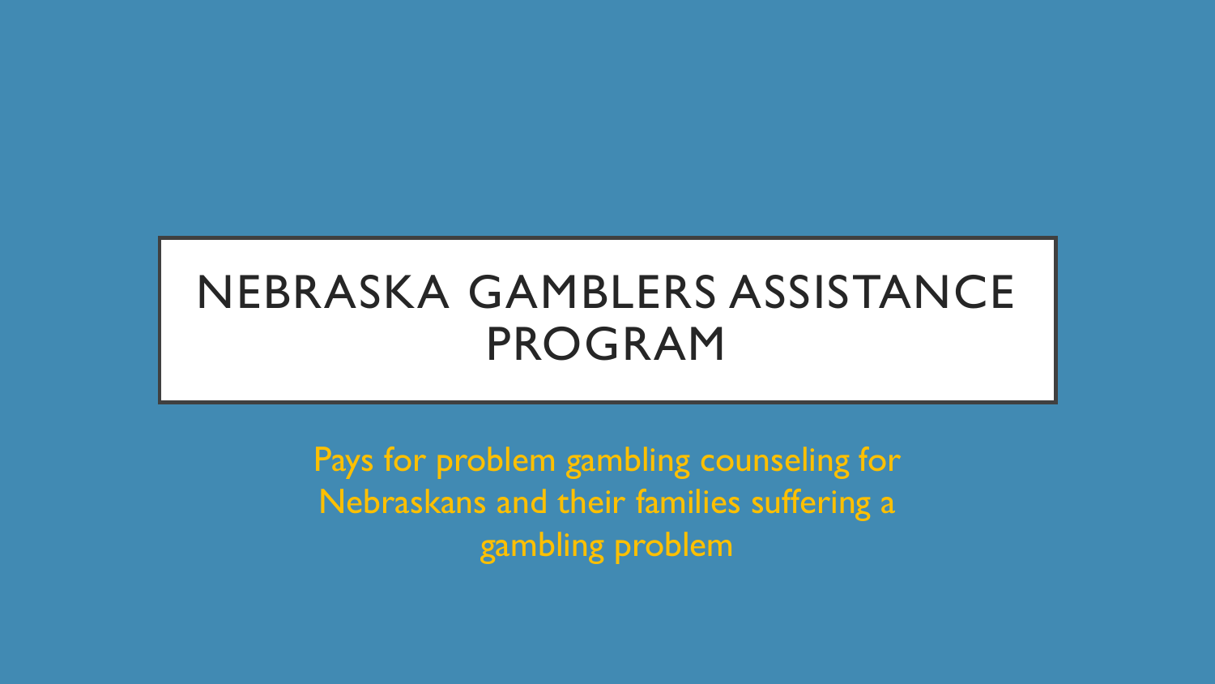# NEBRASKA GAMBLERS ASSISTANCE PROGRAM

Pays for problem gambling counseling for Nebraskans and their families suffering a gambling problem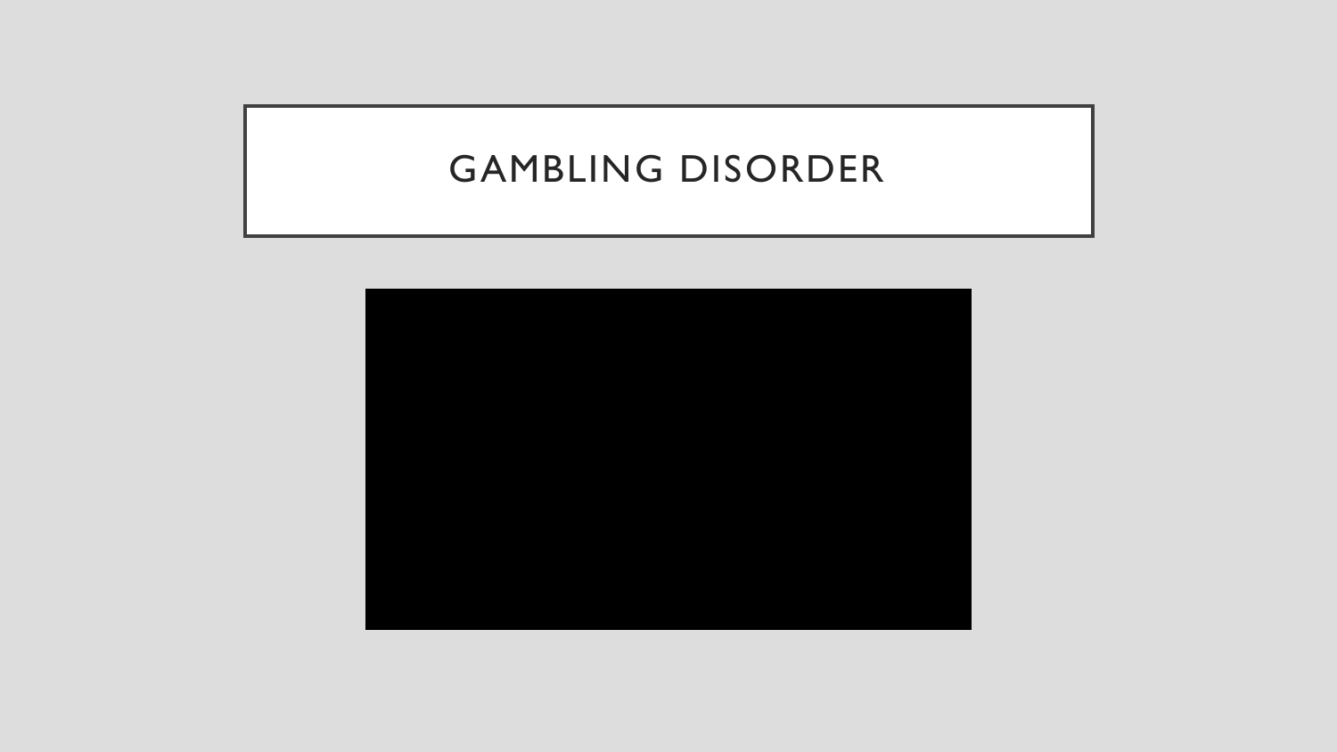# GAMBLING DISORDER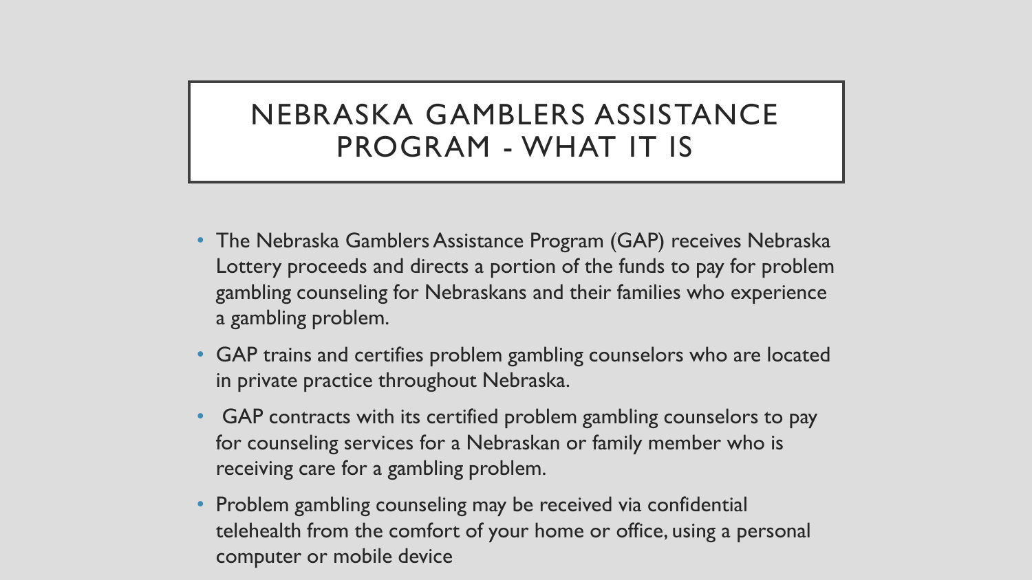# NEBRASKA GAMBLERS ASSISTANCE PROGRAM - WHAT IT IS

- The Nebraska Gamblers Assistance Program (GAP) receives Nebraska Lottery proceeds and directs a portion of the funds to pay for problem gambling counseling for Nebraskans and their families who experience a gambling problem.
- GAP trains and certifies problem gambling counselors who are located in private practice throughout Nebraska.
- GAP contracts with its certified problem gambling counselors to pay for counseling services for a Nebraskan or family member who is receiving care for a gambling problem.
- Problem gambling counseling may be received via confidential telehealth from the comfort of your home or office, using a personal computer or mobile device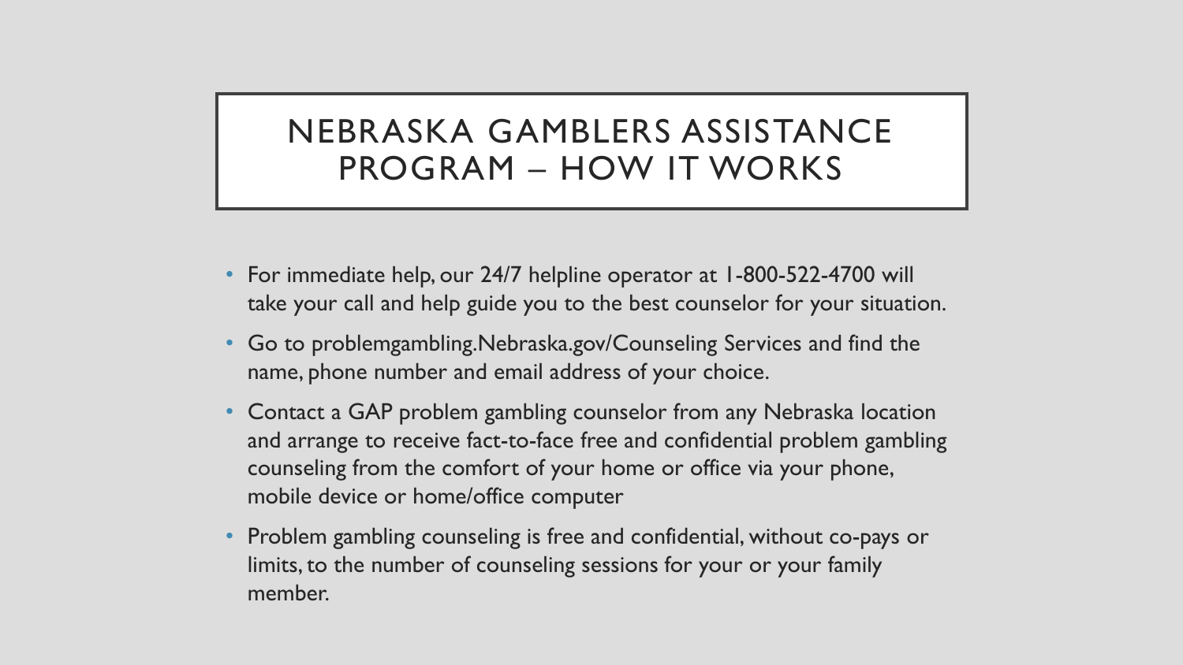# NEBRASKA GAMBLERS ASSISTANCE PROGRAM – HOW IT WORKS

- For immediate help, our 24/7 helpline operator at 1-800-522-4700 will take your call and help guide you to the best counselor for your situation.
- Go to problemgambling.Nebraska.gov/Counseling Services and find the name, phone number and email address of your choice.
- Contact a GAP problem gambling counselor from any Nebraska location and arrange to receive fact-to-face free and confidential problem gambling counseling from the comfort of your home or office via your phone, mobile device or home/office computer
- Problem gambling counseling is free and confidential, without co-pays or limits, to the number of counseling sessions for your or your family member.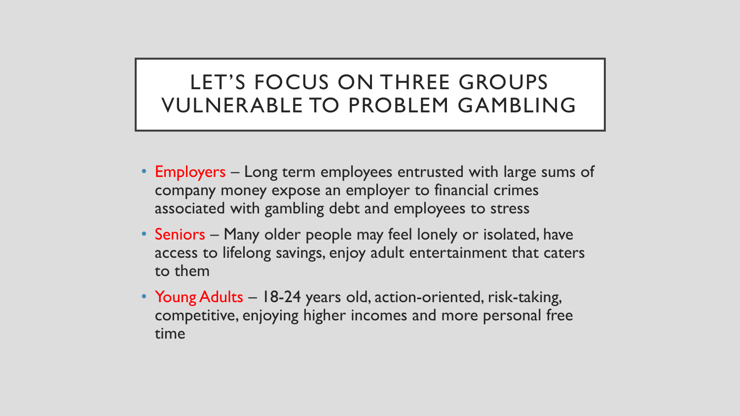# LET'S FOCUS ON THREE GROUPS VULNERABLE TO PROBLEM GAMBLING

- Employers – Long term employees entrusted with large sums of company money expose an employer to financial crimes associated with gambling debt and employees to stress
- Seniors – Many older people may feel lonely or isolated, have access to lifelong savings, enjoy adult entertainment that caters to them
- Young Adults – 18-24 years old, action-oriented, risk-taking, competitive, enjoying higher incomes and more personal free time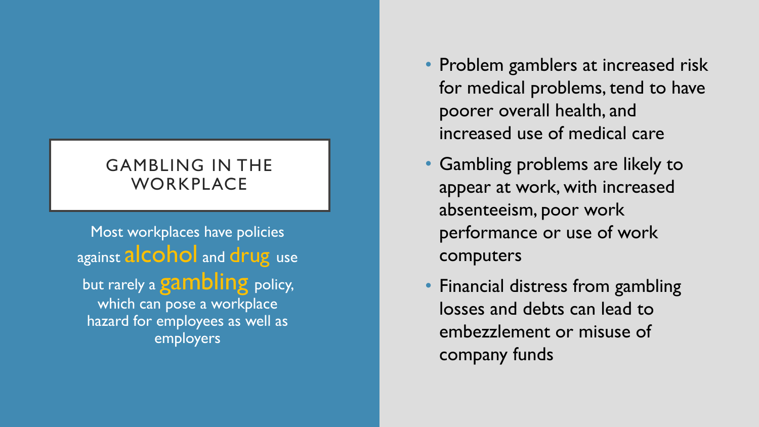# GAMBLING IN THE WORKPLACE

Most workplaces have policies against **alcohol** and **drug** use but rarely a **gambling** policy, which can pose a workplace hazard for employees as well as employers

- Problem gamblers at increased risk for medical problems, tend to have poorer overall health, and increased use of medical care
- Gambling problems are likely to appear at work, with increased absenteeism, poor work performance or use of work computers
- Financial distress from gambling losses and debts can lead to embezzlement or misuse of company funds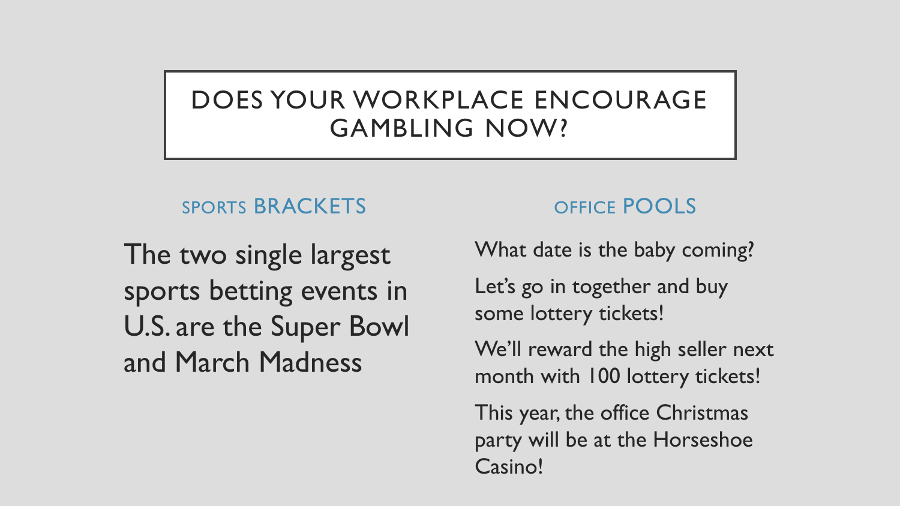# DOES YOUR WORKPLACE ENCOURAGE GAMBLING NOW?

## SPORTS BRACKETS

The two single largest sports betting events in U.S. are the Super Bowl and March Madness

## OFFICE POOLS

What date is the baby coming?

Let's go in together and buy some lottery tickets!

We'll reward the high seller next month with 100 lottery tickets!

This year, the office Christmas party will be at the Horseshoe Casino!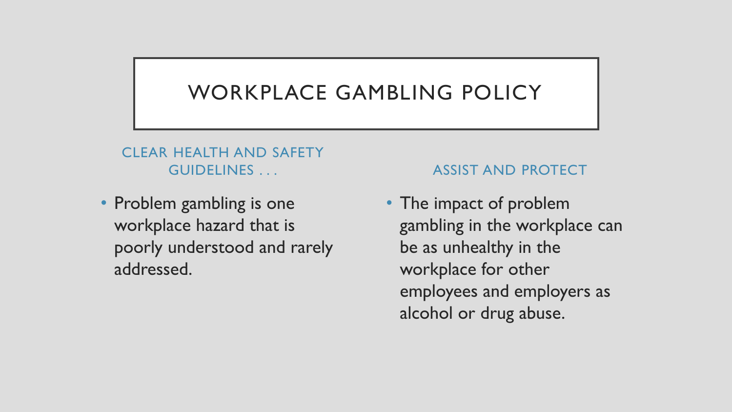# WORKPLACE GAMBLING POLICY

## CLEAR HEALTH AND SAFETY GUIDELINES . . .

- Problem gambling is one workplace hazard that is poorly understood and rarely addressed.

## ASSIST AND PROTECT

- The impact of problem gambling in the workplace can be as unhealthy in the workplace for other employees and employers as alcohol or drug abuse.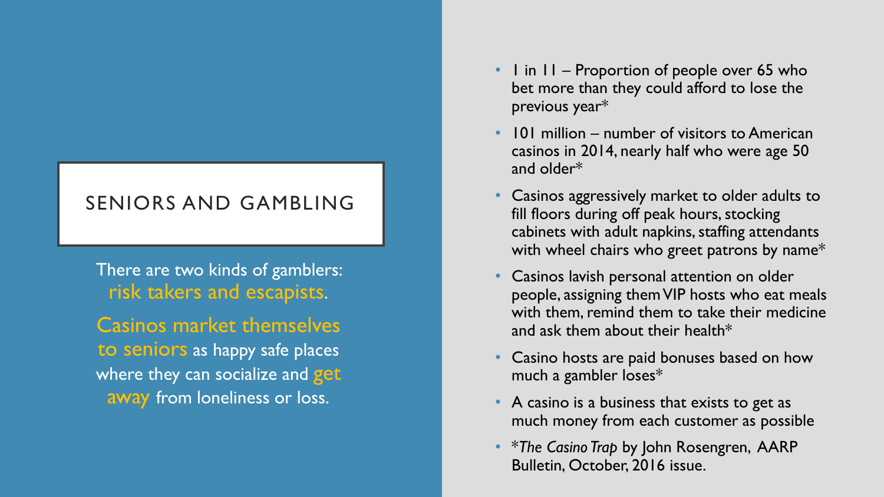# SENIORS AND GAMBLING

There are two kinds of gamblers: risk takers and escapists.

Casinos market themselves to seniors as happy safe places where they can socialize and get away from loneliness or loss.

- 1 in 11 – Proportion of people over 65 who bet more than they could afford to lose the previous year*
- 101 million – number of visitors to American casinos in 2014, nearly half who were age 50 and older*
- Casinos aggressively market to older adults to fill floors during off peak hours, stocking cabinets with adult napkins, staffing attendants with wheel chairs who greet patrons by name*
- Casinos lavish personal attention on older people, assigning them VIP hosts who eat meals with them, remind them to take their medicine and ask them about their health*
- Casino hosts are paid bonuses based on how much a gambler loses*
- A casino is a business that exists to get as much money from each customer as possible
- **The Casino Trap* by John Rosengren, AARP Bulletin, October, 2016 issue.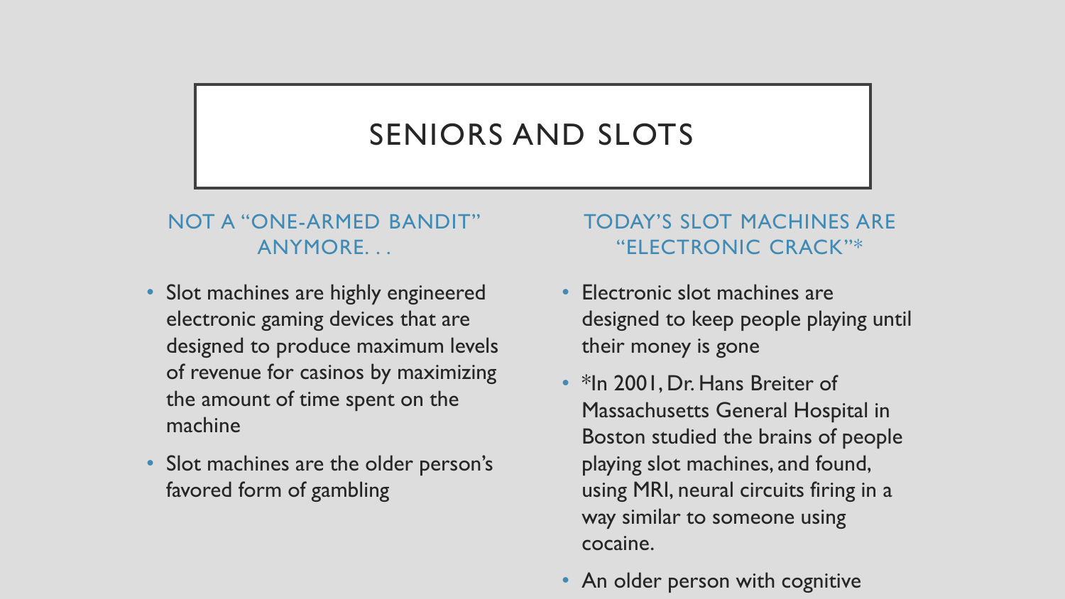# SENIORS AND SLOTS

## NOT A "ONE-ARMED BANDIT" ANYMORE. . .

- Slot machines are highly engineered electronic gaming devices that are designed to produce maximum levels of revenue for casinos by maximizing the amount of time spent on the machine
- Slot machines are the older person's favored form of gambling

## TODAY'S SLOT MACHINES ARE "ELECTRONIC CRACK"*

- Electronic slot machines are designed to keep people playing until their money is gone
- *In 2001, Dr. Hans Breiter of Massachusetts General Hospital in Boston studied the brains of people playing slot machines, and found, using MRI, neural circuits firing in a way similar to someone using cocaine.
- An older person with cognitive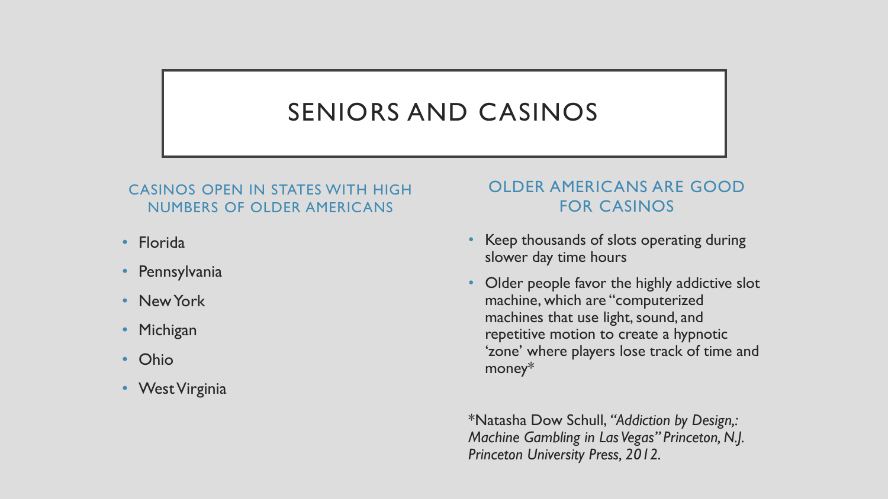# SENIORS AND CASINOS

## CASINOS OPEN IN STATES WITH HIGH NUMBERS OF OLDER AMERICANS

- Florida
- Pennsylvania
- New York
- Michigan
- Ohio
- West Virginia

## OLDER AMERICANS ARE GOOD FOR CASINOS

- Keep thousands of slots operating during slower day time hours
- Older people favor the highly addictive slot machine, which are "computerized machines that use light, sound, and repetitive motion to create a hypnotic 'zone' where players lose track of time and money*

*Natasha Dow Schull, *"Addiction by Design,: Machine Gambling in Las Vegas" Princeton, N.J. Princeton University Press, 2012.*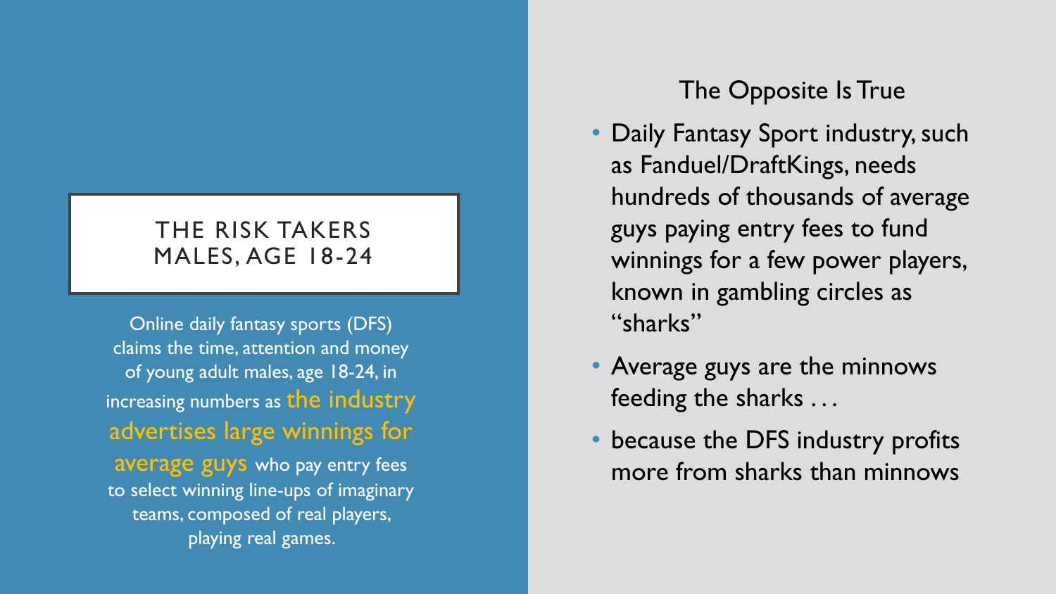## THE RISK TAKERS MALES, AGE 18-24

Online daily fantasy sports (DFS) claims the time, attention and money of young adult males, age 18-24, in increasing numbers as **the industry advertises large winnings for average guys** who pay entry fees to select winning line-ups of imaginary teams, composed of real players, playing real games.

### The Opposite Is True

- Daily Fantasy Sport industry, such as Fanduel/DraftKings, needs hundreds of thousands of average guys paying entry fees to fund winnings for a few power players, known in gambling circles as "sharks"
- Average guys are the minnows feeding the sharks . . .
- because the DFS industry profits more from sharks than minnows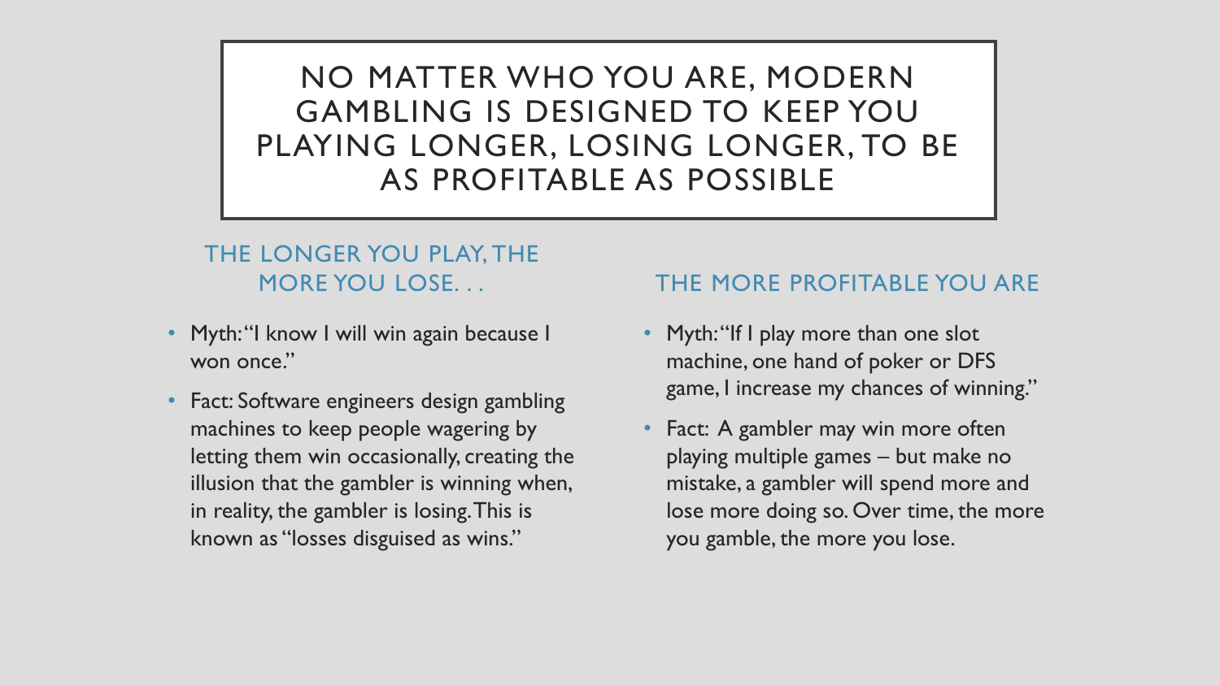# NO MATTER WHO YOU ARE, MODERN GAMBLING IS DESIGNED TO KEEP YOU PLAYING LONGER, LOSING LONGER, TO BE AS PROFITABLE AS POSSIBLE

## THE LONGER YOU PLAY, THE MORE YOU LOSE. . .

- Myth: "I know I will win again because I won once."
- Fact: Software engineers design gambling machines to keep people wagering by letting them win occasionally, creating the illusion that the gambler is winning when, in reality, the gambler is losing. This is known as "losses disguised as wins."

## THE MORE PROFITABLE YOU ARE

- Myth: "If I play more than one slot machine, one hand of poker or DFS game, I increase my chances of winning."
- Fact: A gambler may win more often playing multiple games – but make no mistake, a gambler will spend more and lose more doing so. Over time, the more you gamble, the more you lose.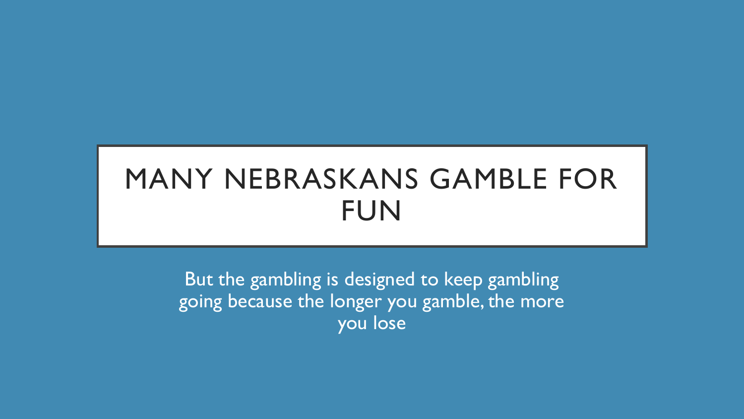# MANY NEBRASKANS GAMBLE FOR FUN

But the gambling is designed to keep gambling going because the longer you gamble, the more you lose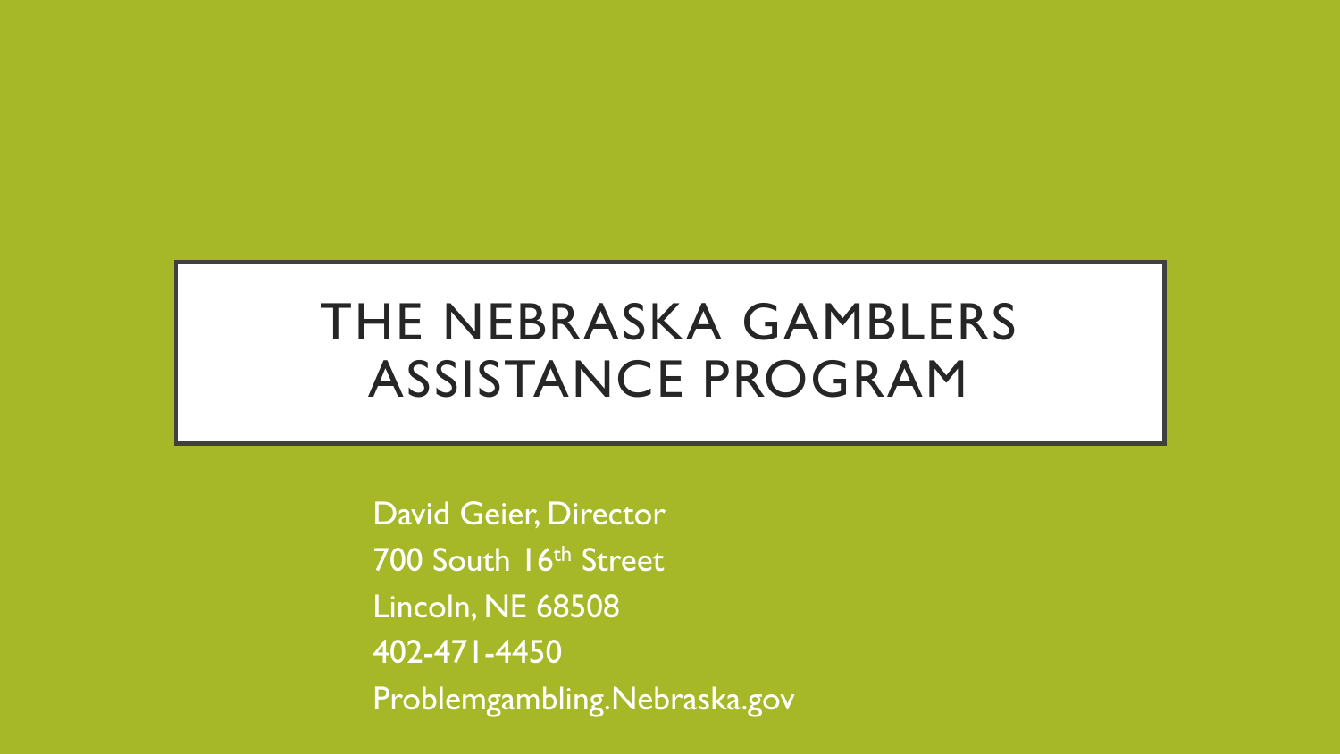# THE NEBRASKA GAMBLERS ASSISTANCE PROGRAM

David Geier, Director

700 South 16th Street

Lincoln, NE 68508

402-471-4450

Problemgambling.Nebraska.gov